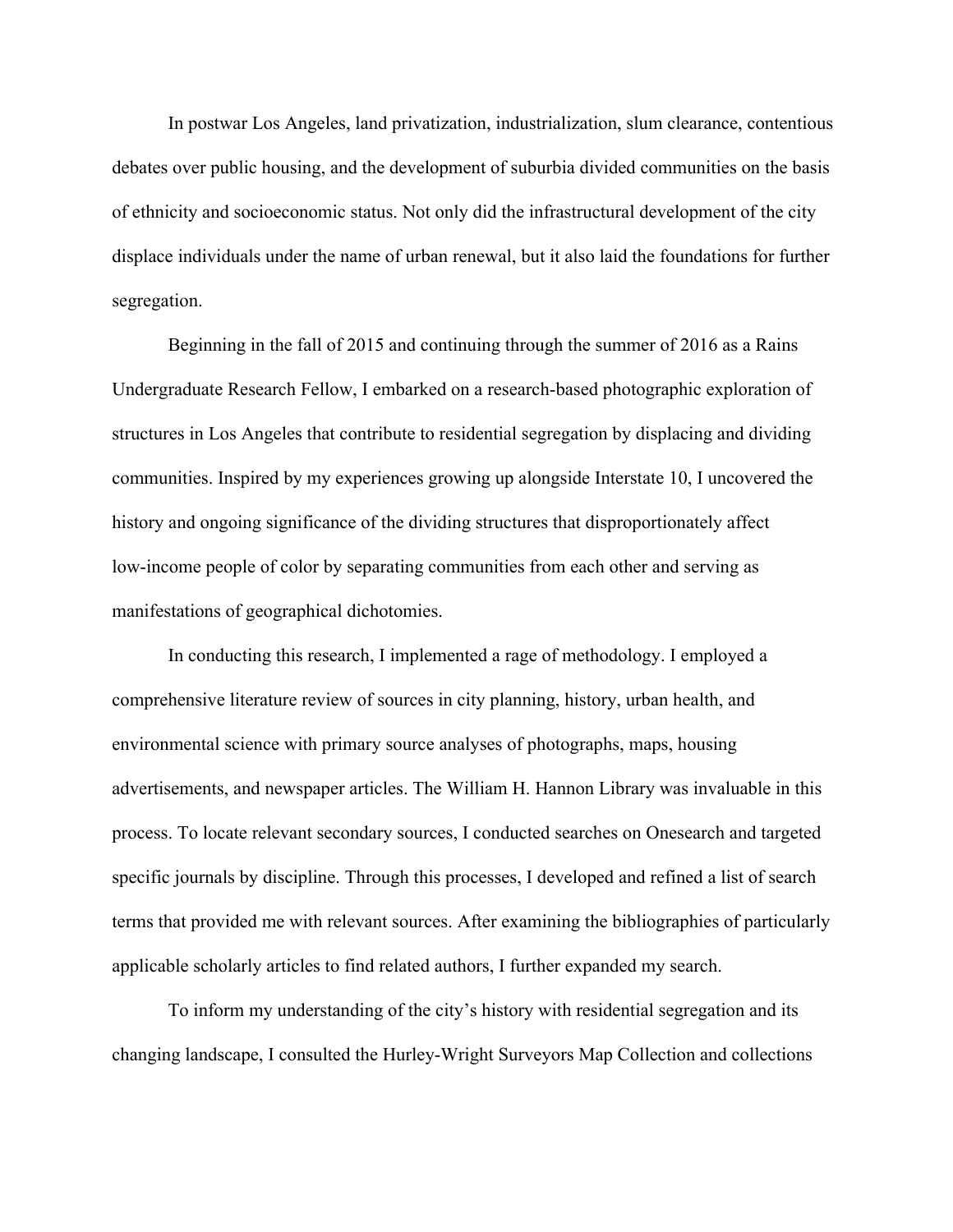In postwar Los Angeles, land privatization, industrialization, slum clearance, contentious debates over public housing, and the development of suburbia divided communities on the basis of ethnicity and socioeconomic status. Not only did the infrastructural development of the city displace individuals under the name of urban renewal, but it also laid the foundations for further segregation.

Beginning in the fall of 2015 and continuing through the summer of 2016 as a Rains Undergraduate Research Fellow, I embarked on a research-based photographic exploration of structures in Los Angeles that contribute to residential segregation by displacing and dividing communities. Inspired by my experiences growing up alongside Interstate 10, I uncovered the history and ongoing significance of the dividing structures that disproportionately affect low-income people of color by separating communities from each other and serving as manifestations of geographical dichotomies.

In conducting this research, I implemented a rage of methodology. I employed a comprehensive literature review of sources in city planning, history, urban health, and environmental science with primary source analyses of photographs, maps, housing advertisements, and newspaper articles. The William H. Hannon Library was invaluable in this process. To locate relevant secondary sources, I conducted searches on Onesearch and targeted specific journals by discipline. Through this processes, I developed and refined a list of search terms that provided me with relevant sources. After examining the bibliographies of particularly applicable scholarly articles to find related authors, I further expanded my search.

To inform my understanding of the city's history with residential segregation and its changing landscape, I consulted the Hurley-Wright Surveyors Map Collection and collections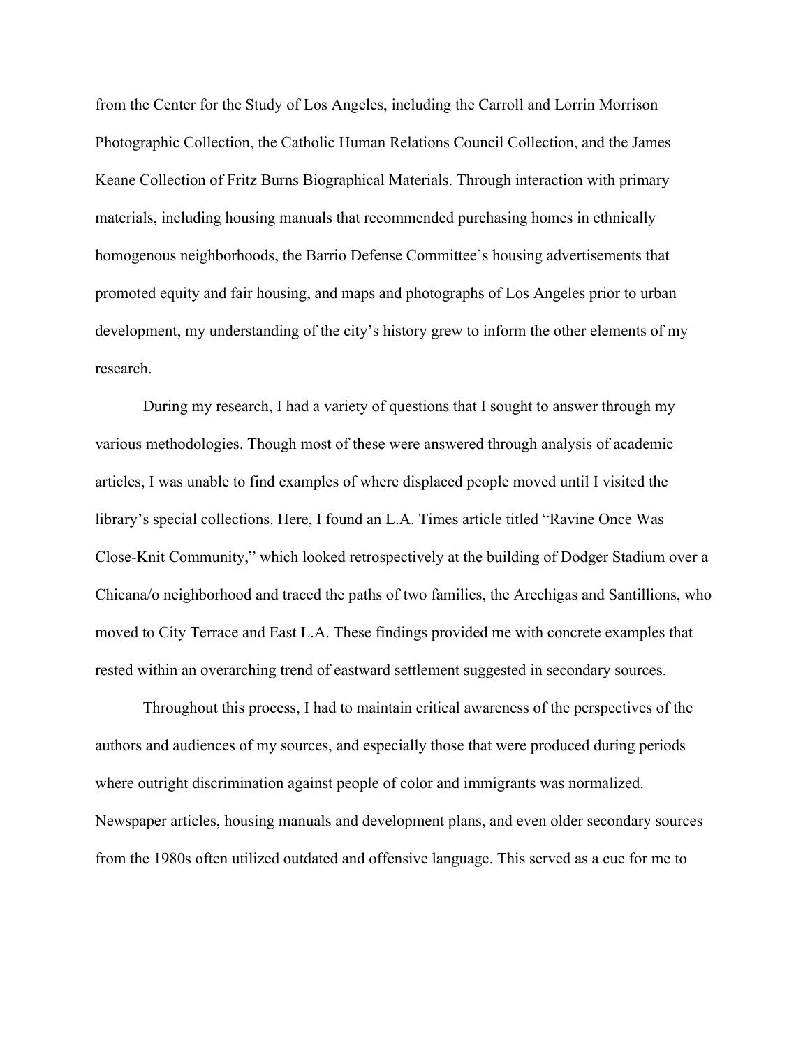from the Center for the Study of Los Angeles, including the Carroll and Lorrin Morrison Photographic Collection, the Catholic Human Relations Council Collection, and the James Keane Collection of Fritz Burns Biographical Materials. Through interaction with primary materials, including housing manuals that recommended purchasing homes in ethnically homogenous neighborhoods, the Barrio Defense Committee's housing advertisements that promoted equity and fair housing, and maps and photographs of Los Angeles prior to urban development, my understanding of the city's history grew to inform the other elements of my research.

During my research, I had a variety of questions that I sought to answer through my various methodologies. Though most of these were answered through analysis of academic articles, I was unable to find examples of where displaced people moved until I visited the library's special collections. Here, I found an L.A. Times article titled "Ravine Once Was Close-Knit Community," which looked retrospectively at the building of Dodger Stadium over a Chicana/o neighborhood and traced the paths of two families, the Arechigas and Santillions, who moved to City Terrace and East L.A. These findings provided me with concrete examples that rested within an overarching trend of eastward settlement suggested in secondary sources.

Throughout this process, I had to maintain critical awareness of the perspectives of the authors and audiences of my sources, and especially those that were produced during periods where outright discrimination against people of color and immigrants was normalized. Newspaper articles, housing manuals and development plans, and even older secondary sources from the 1980s often utilized outdated and offensive language. This served as a cue for me to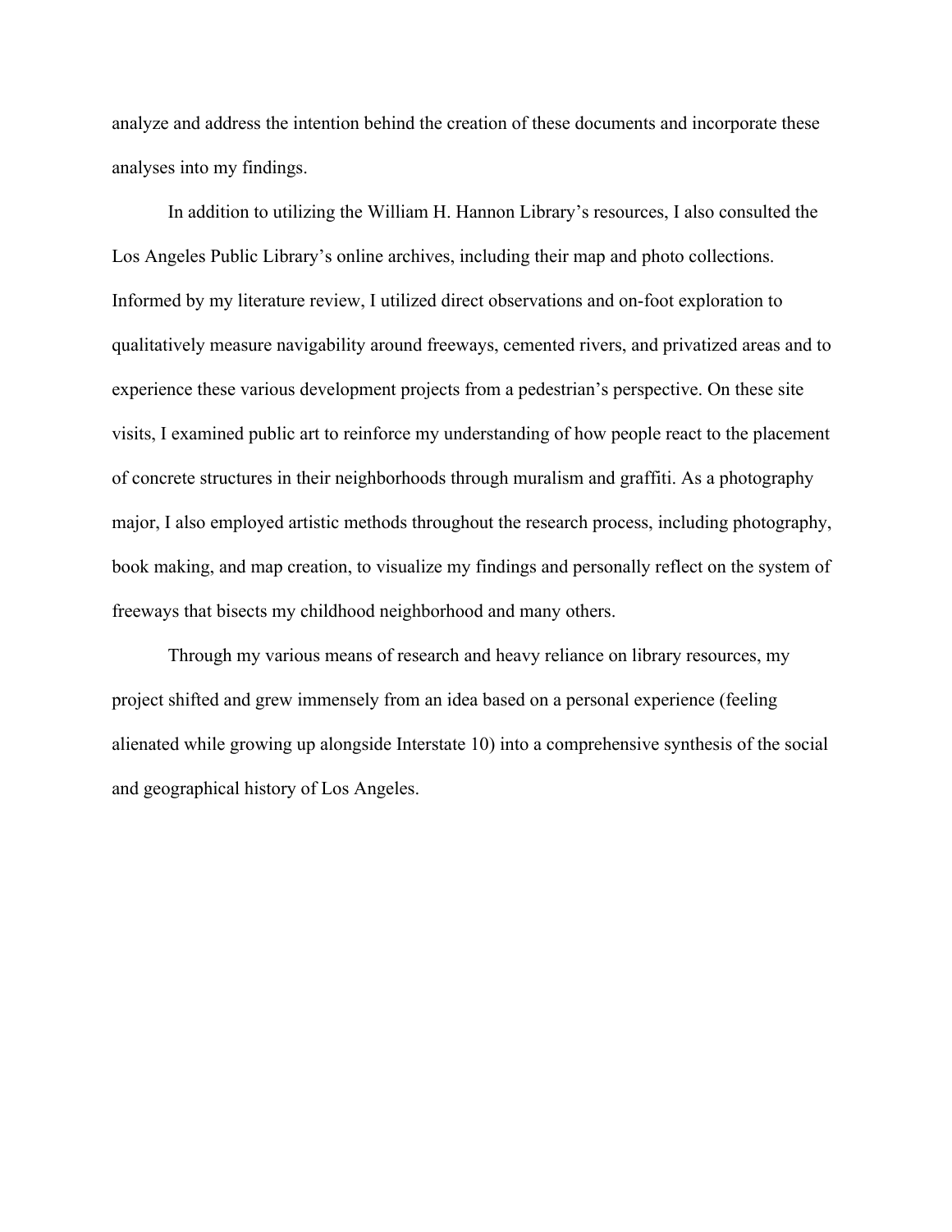analyze and address the intention behind the creation of these documents and incorporate these analyses into my findings.

In addition to utilizing the William H. Hannon Library's resources, I also consulted the Los Angeles Public Library's online archives, including their map and photo collections. Informed by my literature review, I utilized direct observations and on-foot exploration to qualitatively measure navigability around freeways, cemented rivers, and privatized areas and to experience these various development projects from a pedestrian's perspective. On these site visits, I examined public art to reinforce my understanding of how people react to the placement of concrete structures in their neighborhoods through muralism and graffiti. As a photography major, I also employed artistic methods throughout the research process, including photography, book making, and map creation, to visualize my findings and personally reflect on the system of freeways that bisects my childhood neighborhood and many others.

Through my various means of research and heavy reliance on library resources, my project shifted and grew immensely from an idea based on a personal experience (feeling alienated while growing up alongside Interstate 10) into a comprehensive synthesis of the social and geographical history of Los Angeles.